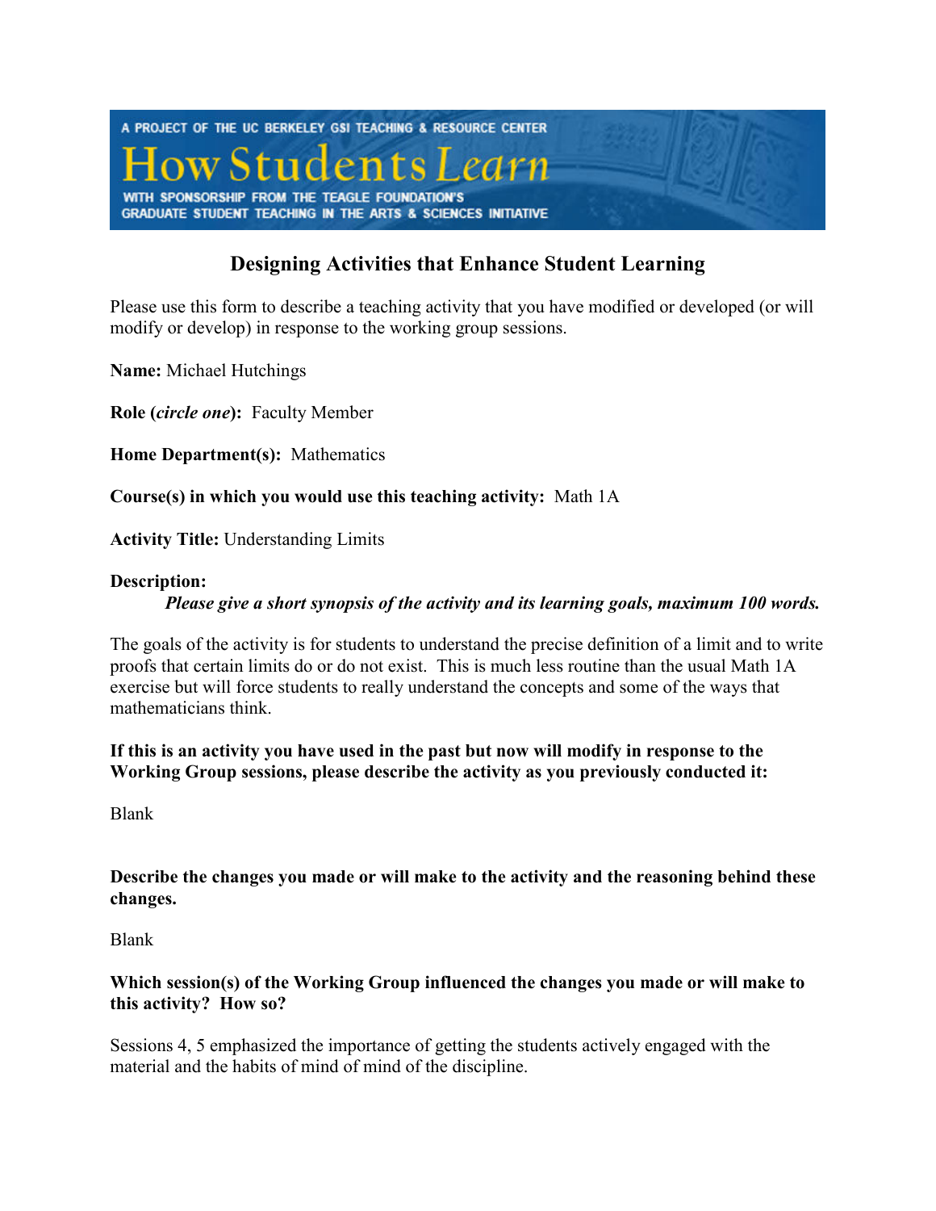A PROJECT OF THE UC BERKELEY GSI TEACHING & RESOURCE CENTER

How Students Learn

WITH SPONSORSHIP FROM THE TEAGLE FOUNDATION'S GRADUATE STUDENT TEACHING IN THE ARTS & SCIENCES INITIATIVE

# Designing Activities that Enhance Student Learning

Please use this form to describe a teaching activity that you have modified or developed (or will modify or develop) in response to the working group sessions.

**Name:** Michael Hutchings

**Role (*circle one*):** Faculty Member

**Home Department(s):** Mathematics

**Course(s) in which you would use this teaching activity:** Math 1A

**Activity Title:** Understanding Limits

**Description:**

***Please give a short synopsis of the activity and its learning goals, maximum 100 words.***

The goals of the activity is for students to understand the precise definition of a limit and to write proofs that certain limits do or do not exist. This is much less routine than the usual Math 1A exercise but will force students to really understand the concepts and some of the ways that mathematicians think.

**If this is an activity you have used in the past but now will modify in response to the Working Group sessions, please describe the activity as you previously conducted it:**

Blank

**Describe the changes you made or will make to the activity and the reasoning behind these changes.**

Blank

**Which session(s) of the Working Group influenced the changes you made or will make to this activity? How so?**

Sessions 4, 5 emphasized the importance of getting the students actively engaged with the material and the habits of mind of mind of the discipline.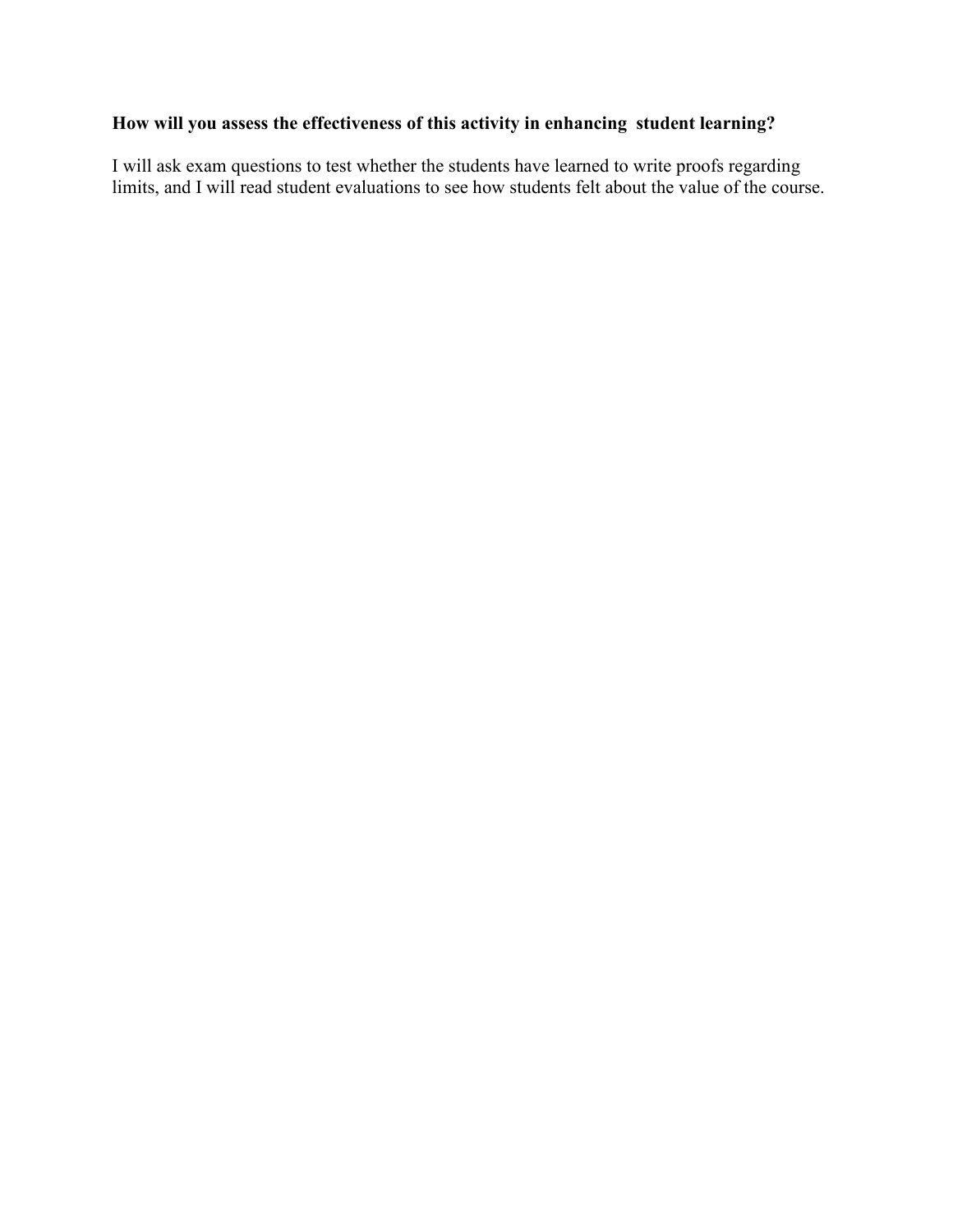**How will you assess the effectiveness of this activity in enhancing student learning?**

I will ask exam questions to test whether the students have learned to write proofs regarding limits, and I will read student evaluations to see how students felt about the value of the course.